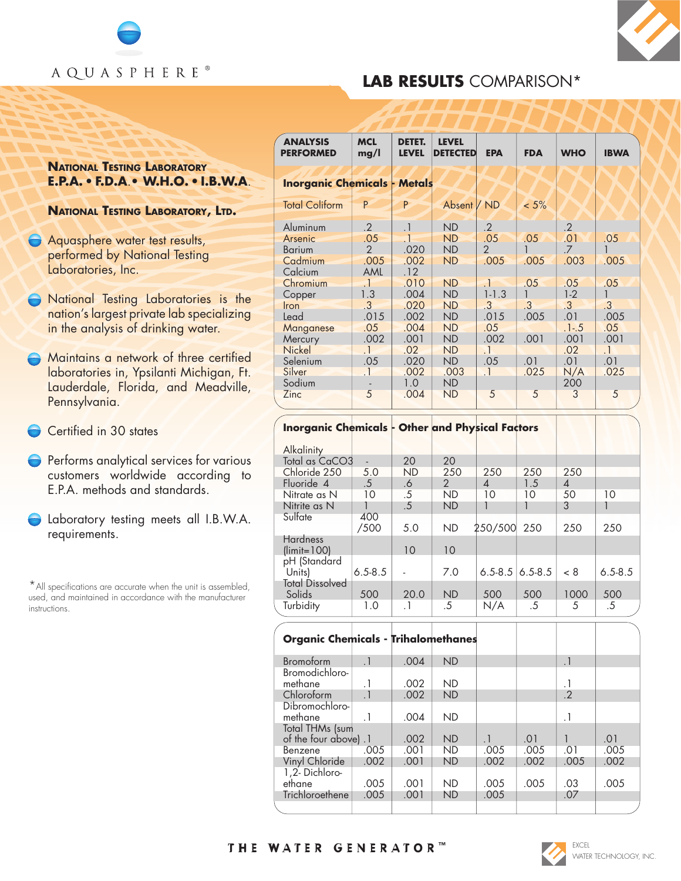AQUASPHERE®

# LAB RESULTS COMPARISON*

**NATIONAL TESTING LABORATORY**
**E.P.A. • F.D.A. • W.H.O. • I.B.W.A.**

**NATIONAL TESTING LABORATORY, LTD.**

- Aquasphere water test results, performed by National Testing Laboratories, Inc.
- National Testing Laboratories is the nation's largest private lab specializing in the analysis of drinking water.
- Maintains a network of three certified laboratories in, Ypsilanti Michigan, Ft. Lauderdale, Florida, and Meadville, Pennsylvania.
- Certified in 30 states
- Performs analytical services for various customers worldwide according to E.P.A. methods and standards.
- Laboratory testing meets all I.B.W.A. requirements.

*All specifications are accurate when the unit is assembled, used, and maintained in accordance with the manufacturer instructions.

| ANALYSIS PERFORMED | MCL mg/l | DETET. LEVEL | LEVEL DETECTED | EPA | FDA | WHO | IBWA |
|---|---|---|---|---|---|---|---|
| **Inorganic Chemicals - Metals** | | | | | | | |
| Total Coliform | P | P | Absent / ND | | < 5% | | |
| Aluminum | .2 | .1 | ND | .2 | | .2 | |
| Arsenic | .05 | .1 | ND | .05 | .05 | .01 | .05 |
| Barium | 2 | .020 | ND | 2 | 1 | .7 | 1 |
| Cadmium | .005 | .002 | ND | .005 | .005 | .003 | .005 |
| Calcium | AML | .12 | | | | | |
| Chromium | .1 | .010 | ND | .1 | .05 | .05 | .05 |
| Copper | 1.3 | .004 | ND | 1-1.3 | 1 | 1-2 | 1 |
| Iron | .3 | .020 | ND | .3 | .3 | .3 | .3 |
| Lead | .015 | .002 | ND | .015 | .005 | .01 | .005 |
| Manganese | .05 | .004 | ND | .05 | | .1-.5 | .05 |
| Mercury | .002 | .001 | ND | .002 | .001 | .001 | .001 |
| Nickel | .1 | .02 | ND | .1 | | .02 | .1 |
| Selenium | .05 | .020 | ND | .05 | .01 | .01 | .01 |
| Silver | .1 | .002 | .003 | .1 | .025 | N/A | .025 |
| Sodium | - | 1.0 | ND | | | 200 | |
| Zinc | 5 | .004 | ND | 5 | 5 | 3 | 5 |
| **Inorganic Chemicals - Other and Physical Factors** | | | | | | | |
| Alkalinity Total as CaCO3 | - | 20 | 20 | | | | |
| Chloride 250 | 5.0 | ND | 250 | 250 | 250 | 250 | |
| Fluoride 4 | .5 | .6 | 2 | 4 | 1.5 | 4 | |
| Nitrate as N | 10 | .5 | ND | 10 | 10 | 50 | 10 |
| Nitrite as N | 1 | .5 | ND | 1 | 1 | 3 | 1 |
| Sulfate | 400 /500 | 5.0 | ND | 250/500 | 250 | 250 | 250 |
| Hardness (limit=100) | | 10 | 10 | | | | |
| pH (Standard Units) | 6.5-8.5 | - | 7.0 | 6.5-8.5 | 6.5-8.5 | < 8 | 6.5-8.5 |
| Total Dissolved Solids | 500 | 20.0 | ND | 500 | 500 | 1000 | 500 |
| Turbidity | 1.0 | .1 | .5 | N/A | .5 | 5 | .5 |
| **Organic Chemicals - Trihalomethanes** | | | | | | | |
| Bromoform | .1 | .004 | ND | | | .1 | |
| Bromodichloro-methane | .1 | .002 | ND | | | .1 | |
| Chloroform | .1 | .002 | ND | | | .2 | |
| Dibromochloro-methane | .1 | .004 | ND | | | .1 | |
| Total THMs (sum of the four above) | .1 | .002 | ND | .1 | .01 | 1 | .01 |
| Benzene | .005 | .001 | ND | .005 | .005 | .01 | .005 |
| Vinyl Chloride | .002 | .001 | ND | .002 | .002 | .005 | .002 |
| 1,2- Dichloro-ethane | .005 | .001 | ND | .005 | .005 | .03 | .005 |
| Trichloroethene | .005 | .001 | ND | .005 | | .07 | |

THE WATER GENERATOR™

EXCEL WATER TECHNOLOGY, INC.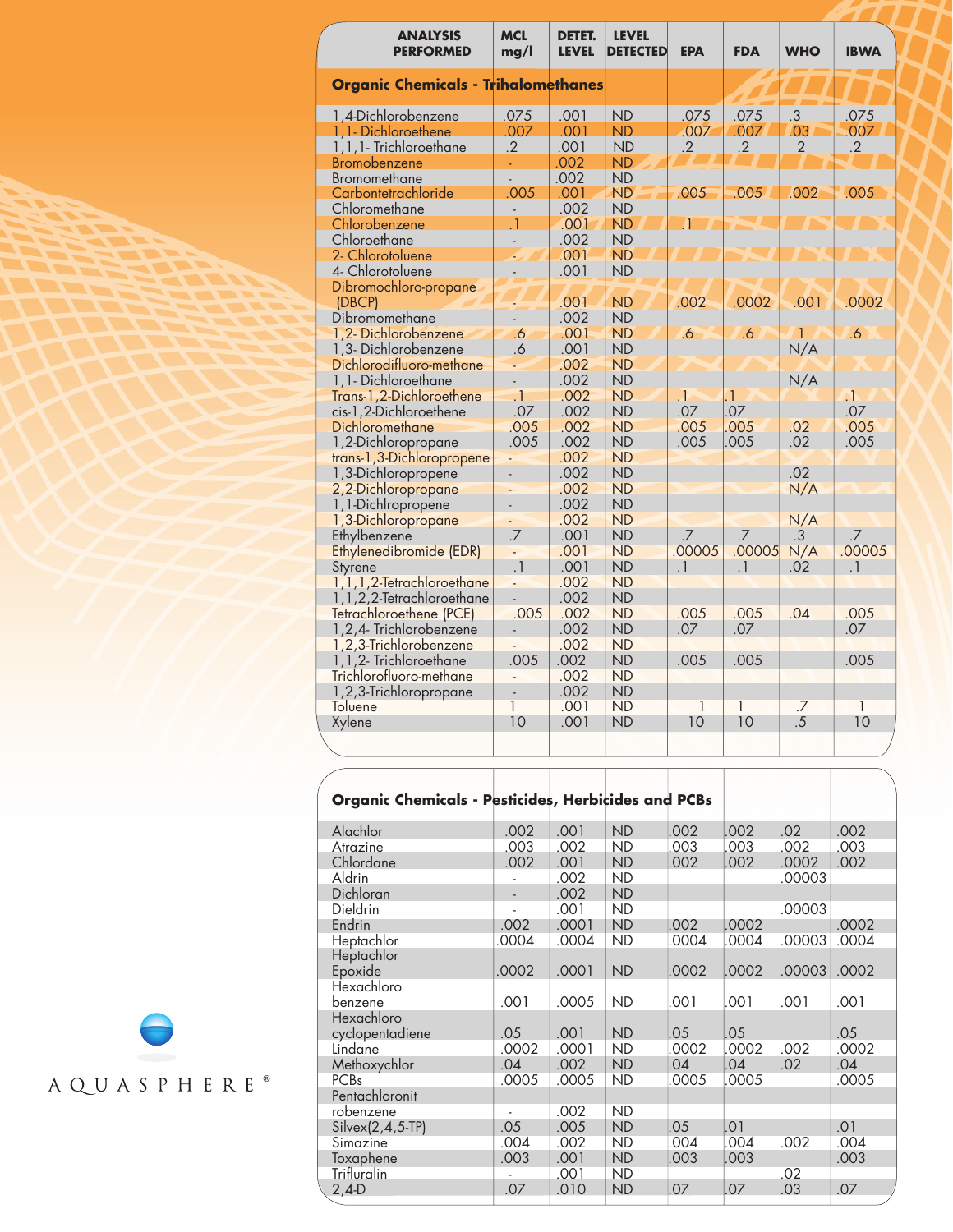| ANALYSIS PERFORMED | MCL mg/l | DETET. LEVEL | LEVEL DETECTED | EPA | FDA | WHO | IBWA |
|---|---|---|---|---|---|---|---|
| **Organic Chemicals - Trihalomethanes** | | | | | | | |
| 1,4-Dichlorobenzene | .075 | .001 | ND | .075 | .075 | .3 | .075 |
| 1,1- Dichloroethene | .007 | .001 | ND | .007 | .007 | .03 | .007 |
| 1,1,1- Trichloroethane | .2 | .001 | ND | .2 | .2 | 2 | .2 |
| Bromobenzene | - | .002 | ND | | | | |
| Bromomethane | - | .002 | ND | | | | |
| Carbontetrachloride | .005 | .001 | ND | .005 | .005 | .002 | .005 |
| Chloromethane | - | .002 | ND | | | | |
| Chlorobenzene | .1 | .001 | ND | .1 | | | |
| Chloroethane | - | .002 | ND | | | | |
| 2- Chlorotoluene | - | .001 | ND | | | | |
| 4- Chlorotoluene | - | .001 | ND | | | | |
| Dibromochloro-propane (DBCP) | - | .001 | ND | .002 | .0002 | .001 | .0002 |
| Dibromomethane | - | .002 | ND | | | | |
| 1,2- Dichlorobenzene | .6 | .001 | ND | .6 | .6 | 1 | .6 |
| 1,3- Dichlorobenzene | .6 | .001 | ND | | | N/A | |
| Dichlorodifluoro-methane | - | .002 | ND | | | | |
| 1,1- Dichloroethane | - | .002 | ND | | | N/A | |
| Trans-1,2-Dichloroethene | .1 | .002 | ND | .1 | .1 | | .1 |
| cis-1,2-Dichloroethene | .07 | .002 | ND | .07 | .07 | | .07 |
| Dichloromethane | .005 | .002 | ND | .005 | .005 | .02 | .005 |
| 1,2-Dichloropropane | .005 | .002 | ND | .005 | .005 | .02 | .005 |
| trans-1,3-Dichloropropene | - | .002 | ND | | | | |
| 1,3-Dichloropropene | - | .002 | ND | | | .02 | |
| 2,2-Dichloropropane | - | .002 | ND | | | N/A | |
| 1,1-Dichlropropene | - | .002 | ND | | | | |
| 1,3-Dichloropropane | - | .002 | ND | | | N/A | |
| Ethylbenzene | .7 | .001 | ND | .7 | .7 | .3 | .7 |
| Ethylenedibromide (EDR) | - | .001 | ND | .00005 | .00005 | N/A | .00005 |
| Styrene | .1 | .001 | ND | .1 | .1 | .02 | .1 |
| 1,1,1,2-Tetrachloroethane | - | .002 | ND | | | | |
| 1,1,2,2-Tetrachloroethane | - | .002 | ND | | | | |
| Tetrachloroethene (PCE) | .005 | .002 | ND | .005 | .005 | .04 | .005 |
| 1,2,4- Trichlorobenzene | - | .002 | ND | .07 | .07 | | .07 |
| 1,2,3-Trichlorobenzene | - | .002 | ND | | | | |
| 1,1,2- Trichloroethane | .005 | .002 | ND | .005 | .005 | | .005 |
| Trichlorofluoro-methane | - | .002 | ND | | | | |
| 1,2,3-Trichloropropane | - | .002 | ND | | | | |
| Toluene | 1 | .001 | ND | 1 | 1 | .7 | 1 |
| Xylene | 10 | .001 | ND | 10 | 10 | .5 | 10 |

| | | | | | | | |
|---|---|---|---|---|---|---|---|
| **Organic Chemicals - Pesticides, Herbicides and PCBs** | | | | | | | |
| Alachlor | .002 | .001 | ND | .002 | .002 | .02 | .002 |
| Atrazine | .003 | .002 | ND | .003 | .003 | .002 | .003 |
| Chlordane | .002 | .001 | ND | .002 | .002 | .0002 | .002 |
| Aldrin | - | .002 | ND | | | .00003 | |
| Dichloran | - | .002 | ND | | | | |
| Dieldrin | - | .001 | ND | | | .00003 | |
| Endrin | .002 | .0001 | ND | .002 | .0002 | | .0002 |
| Heptachlor | .0004 | .0004 | ND | .0004 | .0004 | .00003 | .0004 |
| Heptachlor Epoxide | .0002 | .0001 | ND | .0002 | .0002 | .00003 | .0002 |
| Hexachloro benzene | .001 | .0005 | ND | .001 | .001 | .001 | .001 |
| Hexachloro cyclopentadiene | .05 | .001 | ND | .05 | .05 | | .05 |
| Lindane | .0002 | .0001 | ND | .0002 | .0002 | .002 | .0002 |
| Methoxychlor | .04 | .002 | ND | .04 | .04 | .02 | .04 |
| PCBs | .0005 | .0005 | ND | .0005 | .0005 | | .0005 |
| Pentachloronit robenzene | - | .002 | ND | | | | |
| Silvex(2,4,5-TP) | .05 | .005 | ND | .05 | .01 | | .01 |
| Simazine | .004 | .002 | ND | .004 | .004 | .002 | .004 |
| Toxaphene | .003 | .001 | ND | .003 | .003 | | .003 |
| Trifluralin | - | .001 | ND | | | .02 | |
| 2,4-D | .07 | .010 | ND | .07 | .07 | .03 | .07 |

AQUASPHERE®